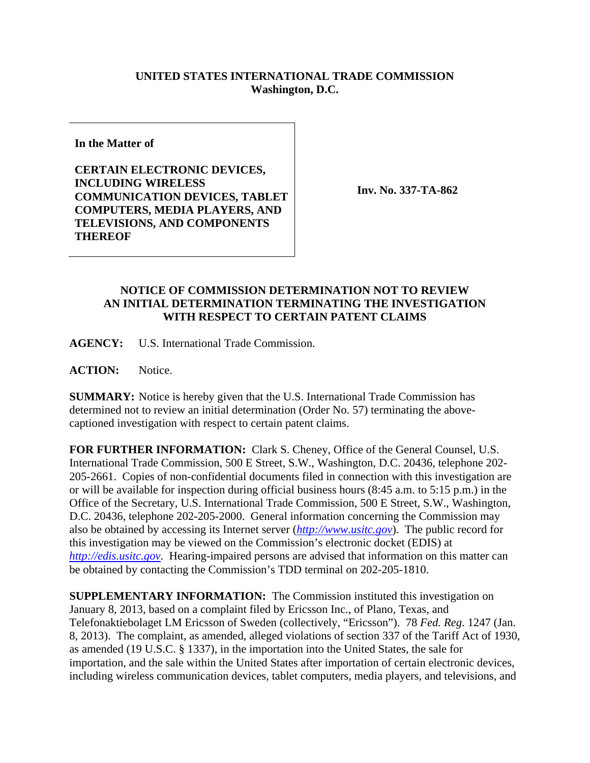**UNITED STATES INTERNATIONAL TRADE COMMISSION**
**Washington, D.C.**

| **In the Matter of**<br><br>**CERTAIN ELECTRONIC DEVICES, INCLUDING WIRELESS COMMUNICATION DEVICES, TABLET COMPUTERS, MEDIA PLAYERS, AND TELEVISIONS, AND COMPONENTS THEREOF** | **Inv. No. 337-TA-862** |
|---|---|

**NOTICE OF COMMISSION DETERMINATION NOT TO REVIEW AN INITIAL DETERMINATION TERMINATING THE INVESTIGATION WITH RESPECT TO CERTAIN PATENT CLAIMS**

**AGENCY:** U.S. International Trade Commission.

**ACTION:** Notice.

**SUMMARY:** Notice is hereby given that the U.S. International Trade Commission has determined not to review an initial determination (Order No. 57) terminating the above-captioned investigation with respect to certain patent claims.

**FOR FURTHER INFORMATION:** Clark S. Cheney, Office of the General Counsel, U.S. International Trade Commission, 500 E Street, S.W., Washington, D.C. 20436, telephone 202-205-2661. Copies of non-confidential documents filed in connection with this investigation are or will be available for inspection during official business hours (8:45 a.m. to 5:15 p.m.) in the Office of the Secretary, U.S. International Trade Commission, 500 E Street, S.W., Washington, D.C. 20436, telephone 202-205-2000. General information concerning the Commission may also be obtained by accessing its Internet server (*http://www.usitc.gov*). The public record for this investigation may be viewed on the Commission's electronic docket (EDIS) at *http://edis.usitc.gov*. Hearing-impaired persons are advised that information on this matter can be obtained by contacting the Commission's TDD terminal on 202-205-1810.

**SUPPLEMENTARY INFORMATION:** The Commission instituted this investigation on January 8, 2013, based on a complaint filed by Ericsson Inc., of Plano, Texas, and Telefonaktiebolaget LM Ericsson of Sweden (collectively, "Ericsson"). 78 *Fed. Reg.* 1247 (Jan. 8, 2013). The complaint, as amended, alleged violations of section 337 of the Tariff Act of 1930, as amended (19 U.S.C. § 1337), in the importation into the United States, the sale for importation, and the sale within the United States after importation of certain electronic devices, including wireless communication devices, tablet computers, media players, and televisions, and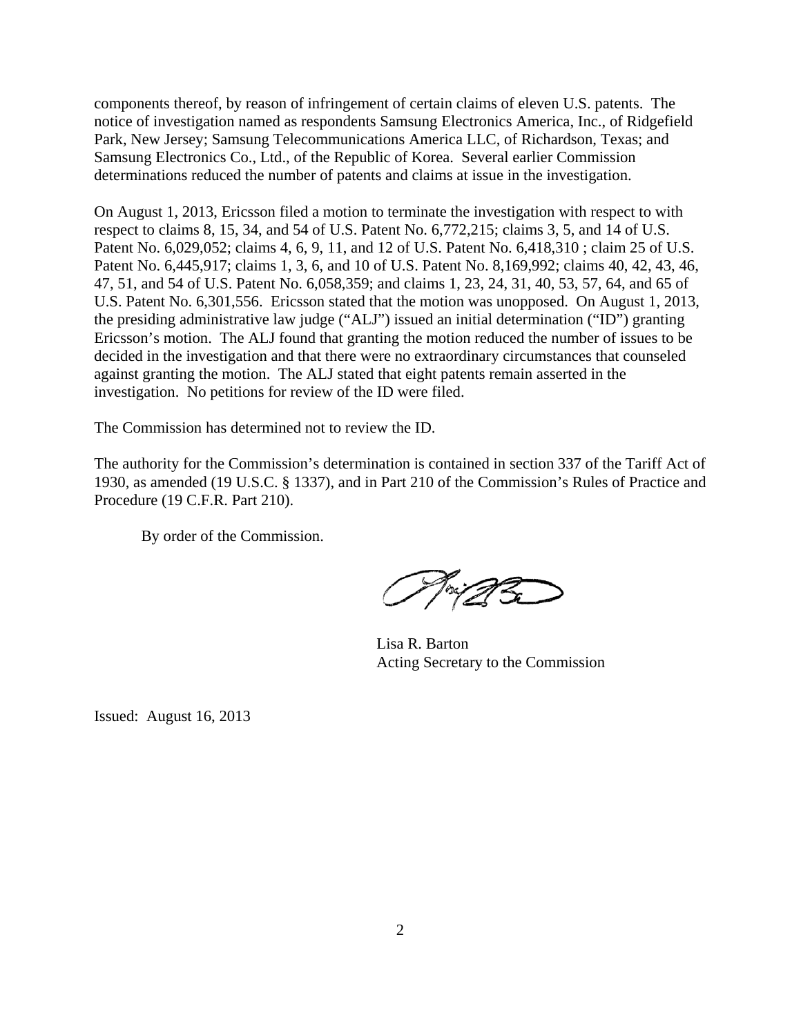components thereof, by reason of infringement of certain claims of eleven U.S. patents. The notice of investigation named as respondents Samsung Electronics America, Inc., of Ridgefield Park, New Jersey; Samsung Telecommunications America LLC, of Richardson, Texas; and Samsung Electronics Co., Ltd., of the Republic of Korea. Several earlier Commission determinations reduced the number of patents and claims at issue in the investigation.

On August 1, 2013, Ericsson filed a motion to terminate the investigation with respect to with respect to claims 8, 15, 34, and 54 of U.S. Patent No. 6,772,215; claims 3, 5, and 14 of U.S. Patent No. 6,029,052; claims 4, 6, 9, 11, and 12 of U.S. Patent No. 6,418,310 ; claim 25 of U.S. Patent No. 6,445,917; claims 1, 3, 6, and 10 of U.S. Patent No. 8,169,992; claims 40, 42, 43, 46, 47, 51, and 54 of U.S. Patent No. 6,058,359; and claims 1, 23, 24, 31, 40, 53, 57, 64, and 65 of U.S. Patent No. 6,301,556. Ericsson stated that the motion was unopposed. On August 1, 2013, the presiding administrative law judge ("ALJ") issued an initial determination ("ID") granting Ericsson's motion. The ALJ found that granting the motion reduced the number of issues to be decided in the investigation and that there were no extraordinary circumstances that counseled against granting the motion. The ALJ stated that eight patents remain asserted in the investigation. No petitions for review of the ID were filed.

The Commission has determined not to review the ID.

The authority for the Commission's determination is contained in section 337 of the Tariff Act of 1930, as amended (19 U.S.C. § 1337), and in Part 210 of the Commission's Rules of Practice and Procedure (19 C.F.R. Part 210).

By order of the Commission.

Lisa R. Barton
Acting Secretary to the Commission

Issued: August 16, 2013